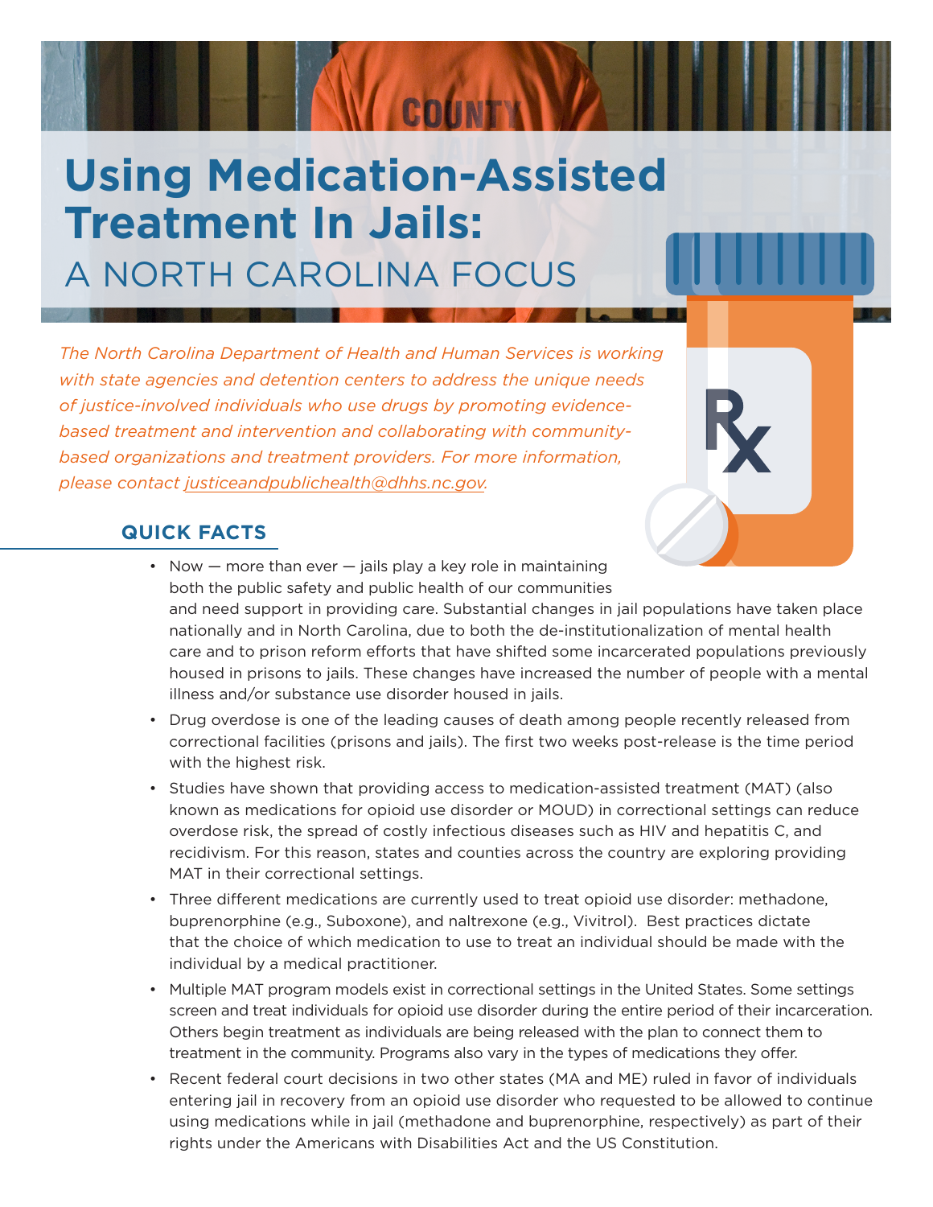# Using Medication-Assisted Treatment In Jails:

## A NORTH CAROLINA FOCUS

*The North Carolina Department of Health and Human Services is working with state agencies and detention centers to address the unique needs of justice-involved individuals who use drugs by promoting evidence-based treatment and intervention and collaborating with community-based organizations and treatment providers. For more information, please contact justiceandpublichealth@dhhs.nc.gov.*

### QUICK FACTS

- Now — more than ever — jails play a key role in maintaining both the public safety and public health of our communities and need support in providing care. Substantial changes in jail populations have taken place nationally and in North Carolina, due to both the de-institutionalization of mental health care and to prison reform efforts that have shifted some incarcerated populations previously housed in prisons to jails. These changes have increased the number of people with a mental illness and/or substance use disorder housed in jails.
- Drug overdose is one of the leading causes of death among people recently released from correctional facilities (prisons and jails). The first two weeks post-release is the time period with the highest risk.
- Studies have shown that providing access to medication-assisted treatment (MAT) (also known as medications for opioid use disorder or MOUD) in correctional settings can reduce overdose risk, the spread of costly infectious diseases such as HIV and hepatitis C, and recidivism. For this reason, states and counties across the country are exploring providing MAT in their correctional settings.
- Three different medications are currently used to treat opioid use disorder: methadone, buprenorphine (e.g., Suboxone), and naltrexone (e.g., Vivitrol). Best practices dictate that the choice of which medication to use to treat an individual should be made with the individual by a medical practitioner.
- Multiple MAT program models exist in correctional settings in the United States. Some settings screen and treat individuals for opioid use disorder during the entire period of their incarceration. Others begin treatment as individuals are being released with the plan to connect them to treatment in the community. Programs also vary in the types of medications they offer.
- Recent federal court decisions in two other states (MA and ME) ruled in favor of individuals entering jail in recovery from an opioid use disorder who requested to be allowed to continue using medications while in jail (methadone and buprenorphine, respectively) as part of their rights under the Americans with Disabilities Act and the US Constitution.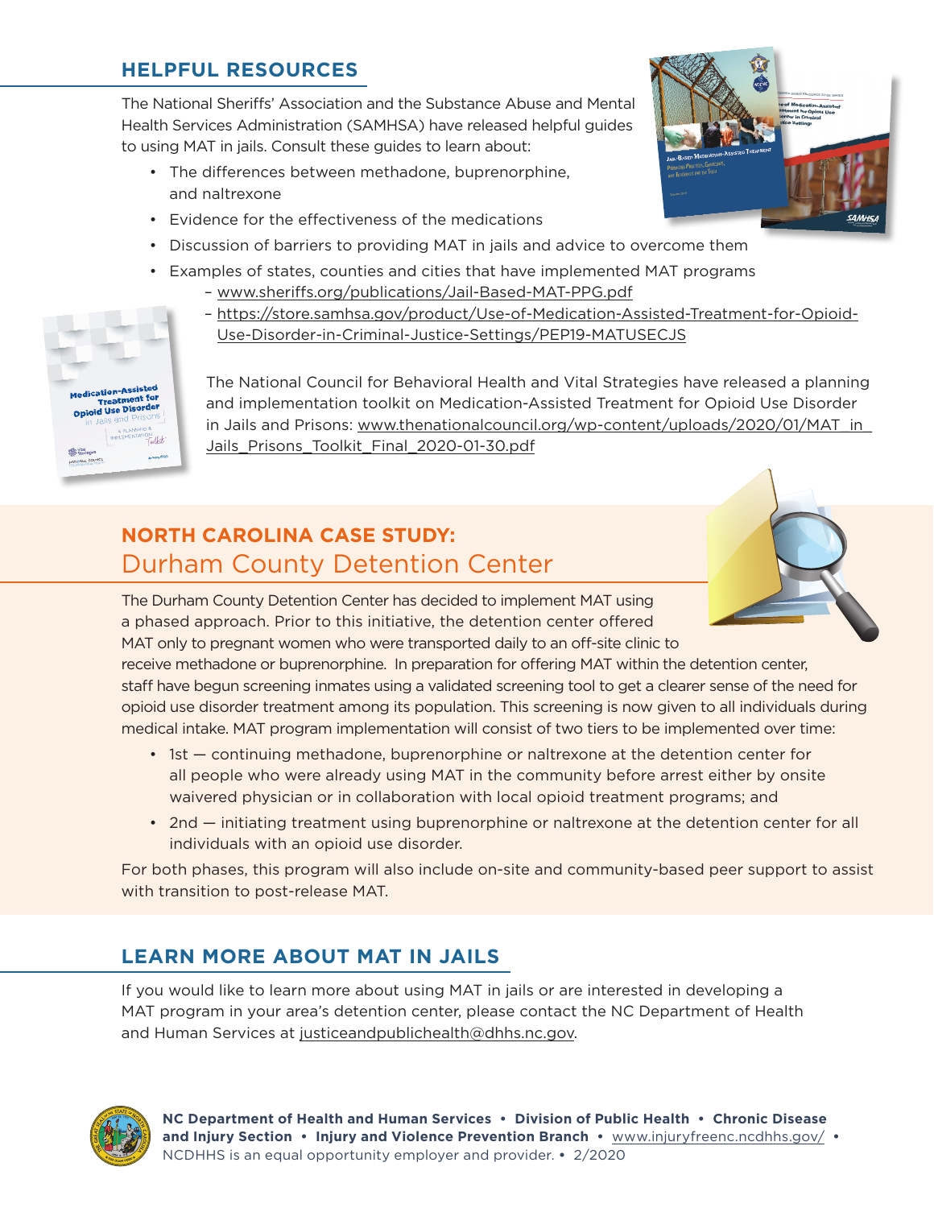## HELPFUL RESOURCES

The National Sheriffs' Association and the Substance Abuse and Mental Health Services Administration (SAMHSA) have released helpful guides to using MAT in jails. Consult these guides to learn about:

- The differences between methadone, buprenorphine, and naltrexone
- Evidence for the effectiveness of the medications
- Discussion of barriers to providing MAT in jails and advice to overcome them
- Examples of states, counties and cities that have implemented MAT programs
  - www.sheriffs.org/publications/Jail-Based-MAT-PPG.pdf
  - https://store.samhsa.gov/product/Use-of-Medication-Assisted-Treatment-for-Opioid-Use-Disorder-in-Criminal-Justice-Settings/PEP19-MATUSECJS

The National Council for Behavioral Health and Vital Strategies have released a planning and implementation toolkit on Medication-Assisted Treatment for Opioid Use Disorder in Jails and Prisons: www.thenationalcouncil.org/wp-content/uploads/2020/01/MAT_in_Jails_Prisons_Toolkit_Final_2020-01-30.pdf

## NORTH CAROLINA CASE STUDY: Durham County Detention Center

The Durham County Detention Center has decided to implement MAT using a phased approach. Prior to this initiative, the detention center offered MAT only to pregnant women who were transported daily to an off-site clinic to receive methadone or buprenorphine. In preparation for offering MAT within the detention center, staff have begun screening inmates using a validated screening tool to get a clearer sense of the need for opioid use disorder treatment among its population. This screening is now given to all individuals during medical intake. MAT program implementation will consist of two tiers to be implemented over time:

- 1st — continuing methadone, buprenorphine or naltrexone at the detention center for all people who were already using MAT in the community before arrest either by onsite waivered physician or in collaboration with local opioid treatment programs; and
- 2nd — initiating treatment using buprenorphine or naltrexone at the detention center for all individuals with an opioid use disorder.

For both phases, this program will also include on-site and community-based peer support to assist with transition to post-release MAT.

## LEARN MORE ABOUT MAT IN JAILS

If you would like to learn more about using MAT in jails or are interested in developing a MAT program in your area's detention center, please contact the NC Department of Health and Human Services at justiceandpublichealth@dhhs.nc.gov.

**NC Department of Health and Human Services • Division of Public Health • Chronic Disease and Injury Section • Injury and Violence Prevention Branch** • www.injuryfreenc.ncdhhs.gov/ • NCDHHS is an equal opportunity employer and provider. • 2/2020